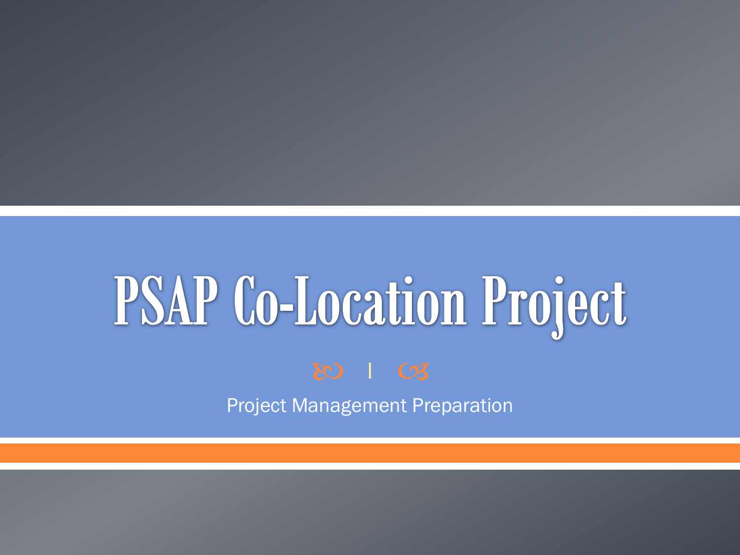# PSAP Co-Location Project

Project Management Preparation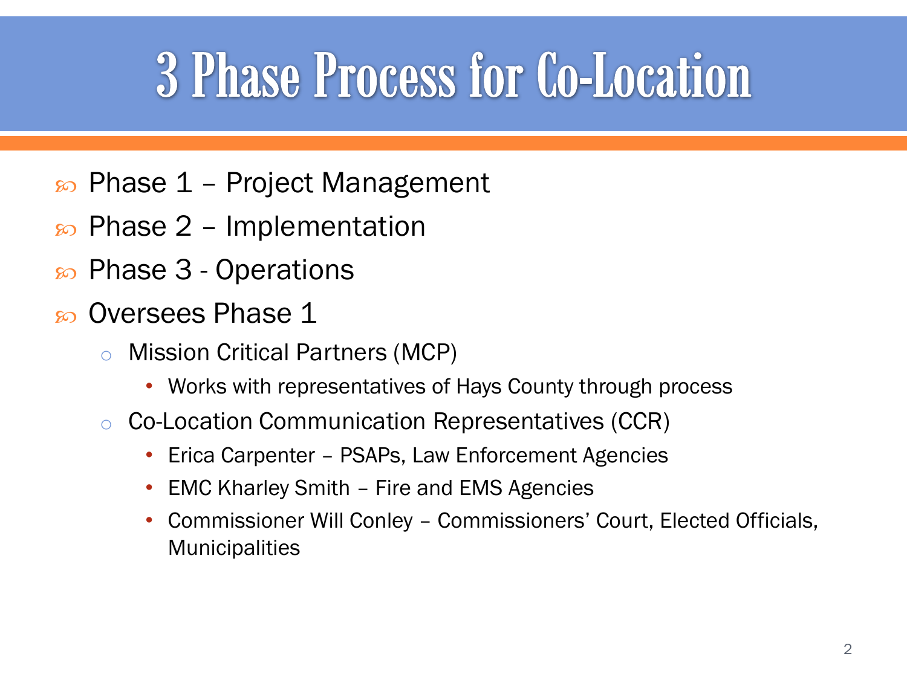# 3 Phase Process for Co-Location

- Phase 1 – Project Management
- Phase 2 – Implementation
- Phase 3 - Operations
- Oversees Phase 1
  - Mission Critical Partners (MCP)
    - Works with representatives of Hays County through process
  - Co-Location Communication Representatives (CCR)
    - Erica Carpenter – PSAPs, Law Enforcement Agencies
    - EMC Kharley Smith – Fire and EMS Agencies
    - Commissioner Will Conley – Commissioners' Court, Elected Officials, Municipalities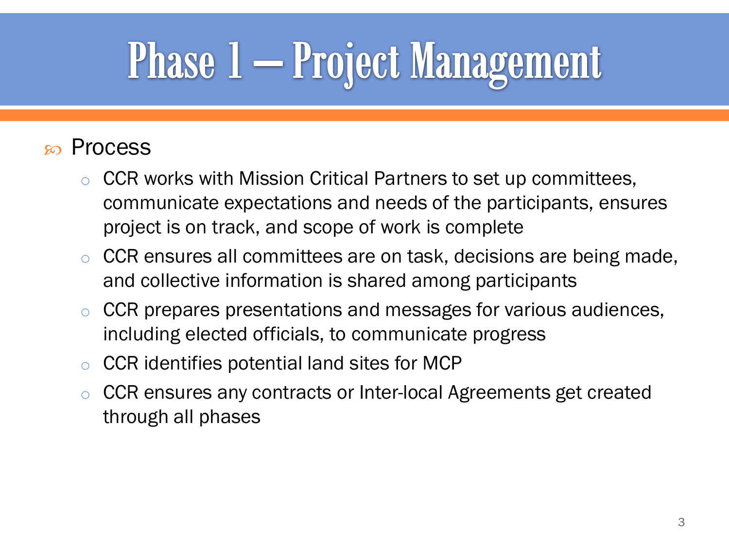# Phase 1 – Project Management

- Process
  - CCR works with Mission Critical Partners to set up committees, communicate expectations and needs of the participants, ensures project is on track, and scope of work is complete
  - CCR ensures all committees are on task, decisions are being made, and collective information is shared among participants
  - CCR prepares presentations and messages for various audiences, including elected officials, to communicate progress
  - CCR identifies potential land sites for MCP
  - CCR ensures any contracts or Inter-local Agreements get created through all phases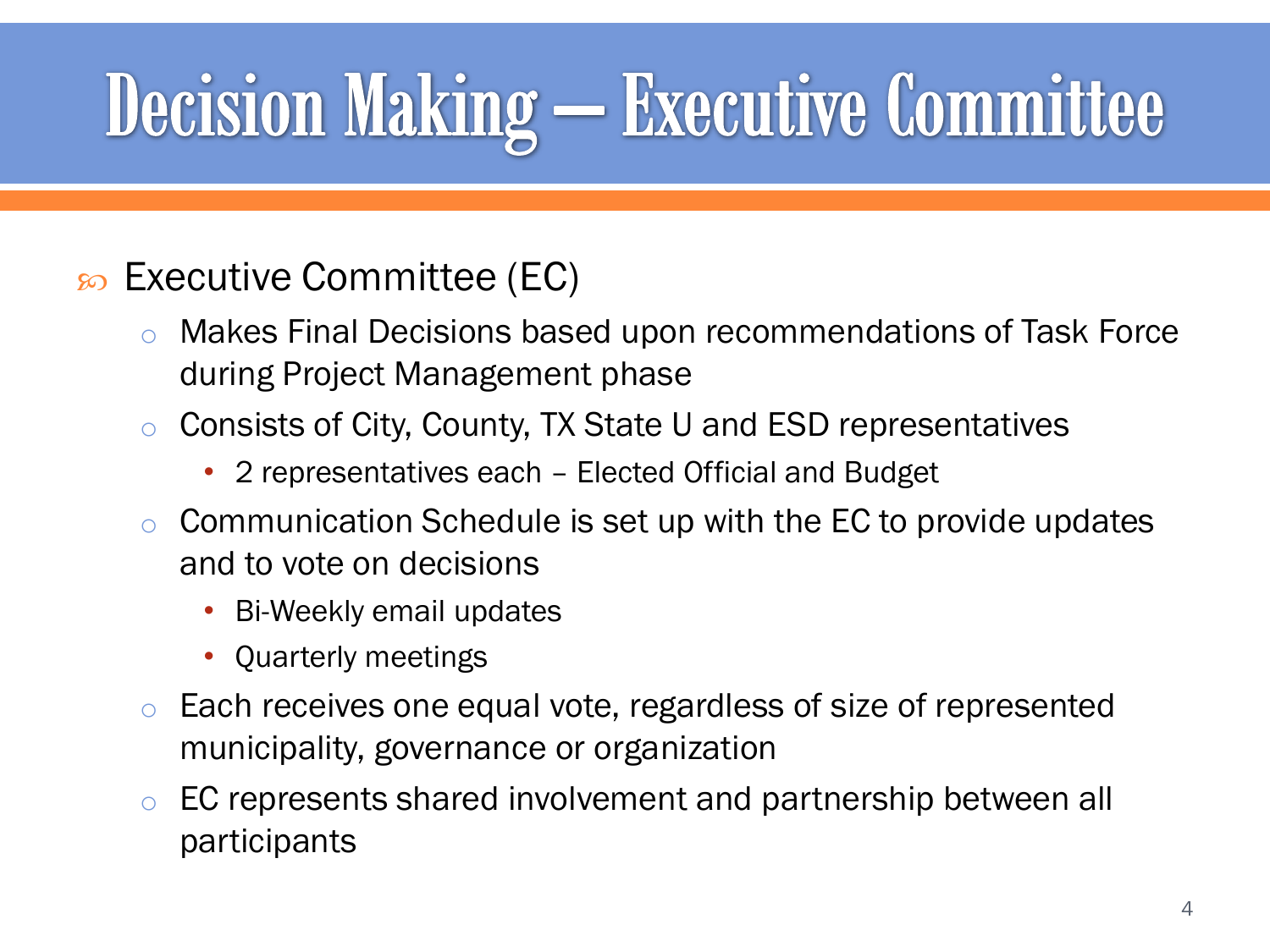# Decision Making – Executive Committee

- Executive Committee (EC)
  - Makes Final Decisions based upon recommendations of Task Force during Project Management phase
  - Consists of City, County, TX State U and ESD representatives
    - 2 representatives each – Elected Official and Budget
  - Communication Schedule is set up with the EC to provide updates and to vote on decisions
    - Bi-Weekly email updates
    - Quarterly meetings
  - Each receives one equal vote, regardless of size of represented municipality, governance or organization
  - EC represents shared involvement and partnership between all participants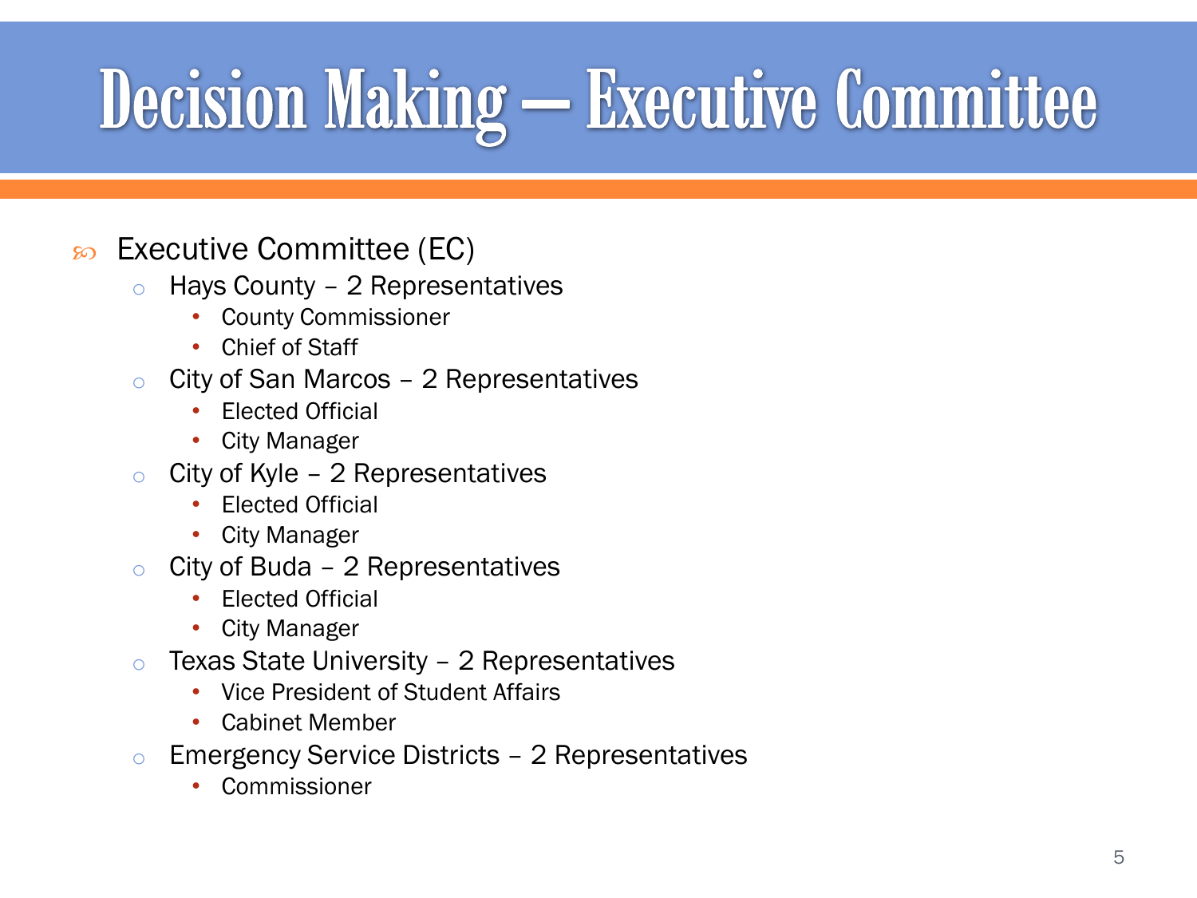# Decision Making – Executive Committee

- Executive Committee (EC)
  - Hays County – 2 Representatives
    - County Commissioner
    - Chief of Staff
  - City of San Marcos – 2 Representatives
    - Elected Official
    - City Manager
  - City of Kyle – 2 Representatives
    - Elected Official
    - City Manager
  - City of Buda – 2 Representatives
    - Elected Official
    - City Manager
  - Texas State University – 2 Representatives
    - Vice President of Student Affairs
    - Cabinet Member
  - Emergency Service Districts – 2 Representatives
    - Commissioner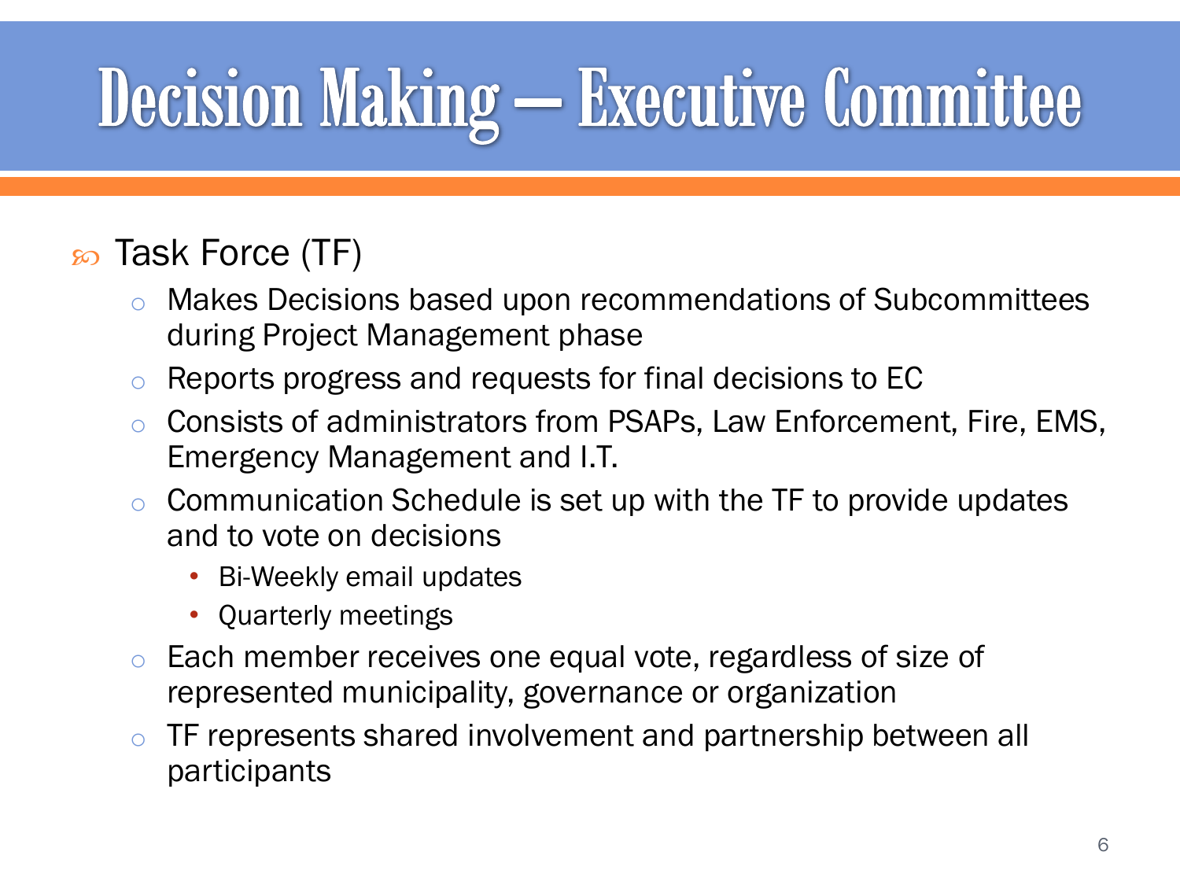# Decision Making – Executive Committee

- Task Force (TF)
  - Makes Decisions based upon recommendations of Subcommittees during Project Management phase
  - Reports progress and requests for final decisions to EC
  - Consists of administrators from PSAPs, Law Enforcement, Fire, EMS, Emergency Management and I.T.
  - Communication Schedule is set up with the TF to provide updates and to vote on decisions
    - Bi-Weekly email updates
    - Quarterly meetings
  - Each member receives one equal vote, regardless of size of represented municipality, governance or organization
  - TF represents shared involvement and partnership between all participants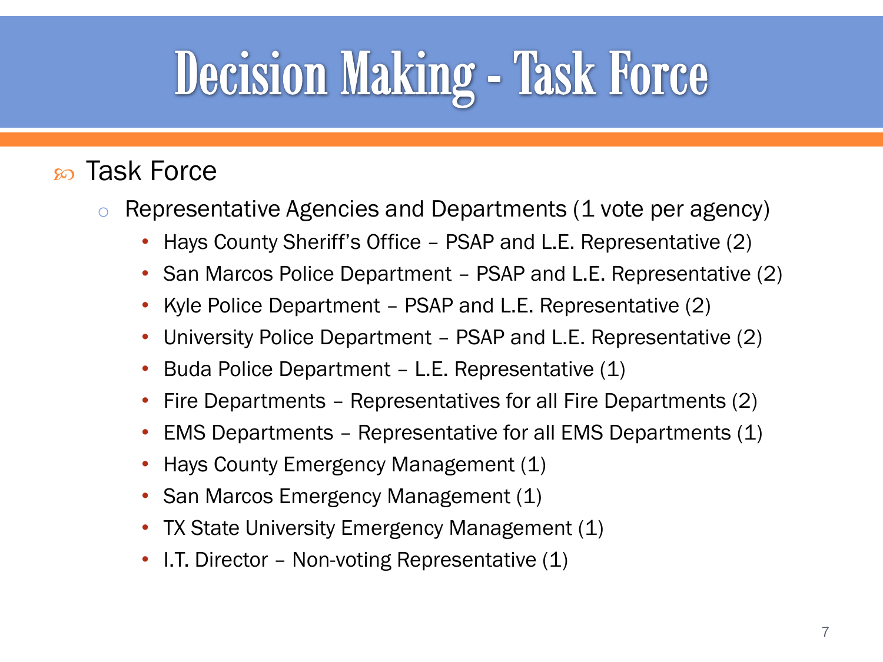# Decision Making - Task Force

- Task Force
  - Representative Agencies and Departments (1 vote per agency)
    - Hays County Sheriff's Office – PSAP and L.E. Representative (2)
    - San Marcos Police Department – PSAP and L.E. Representative (2)
    - Kyle Police Department – PSAP and L.E. Representative (2)
    - University Police Department – PSAP and L.E. Representative (2)
    - Buda Police Department – L.E. Representative (1)
    - Fire Departments – Representatives for all Fire Departments (2)
    - EMS Departments – Representative for all EMS Departments (1)
    - Hays County Emergency Management (1)
    - San Marcos Emergency Management (1)
    - TX State University Emergency Management (1)
    - I.T. Director – Non-voting Representative (1)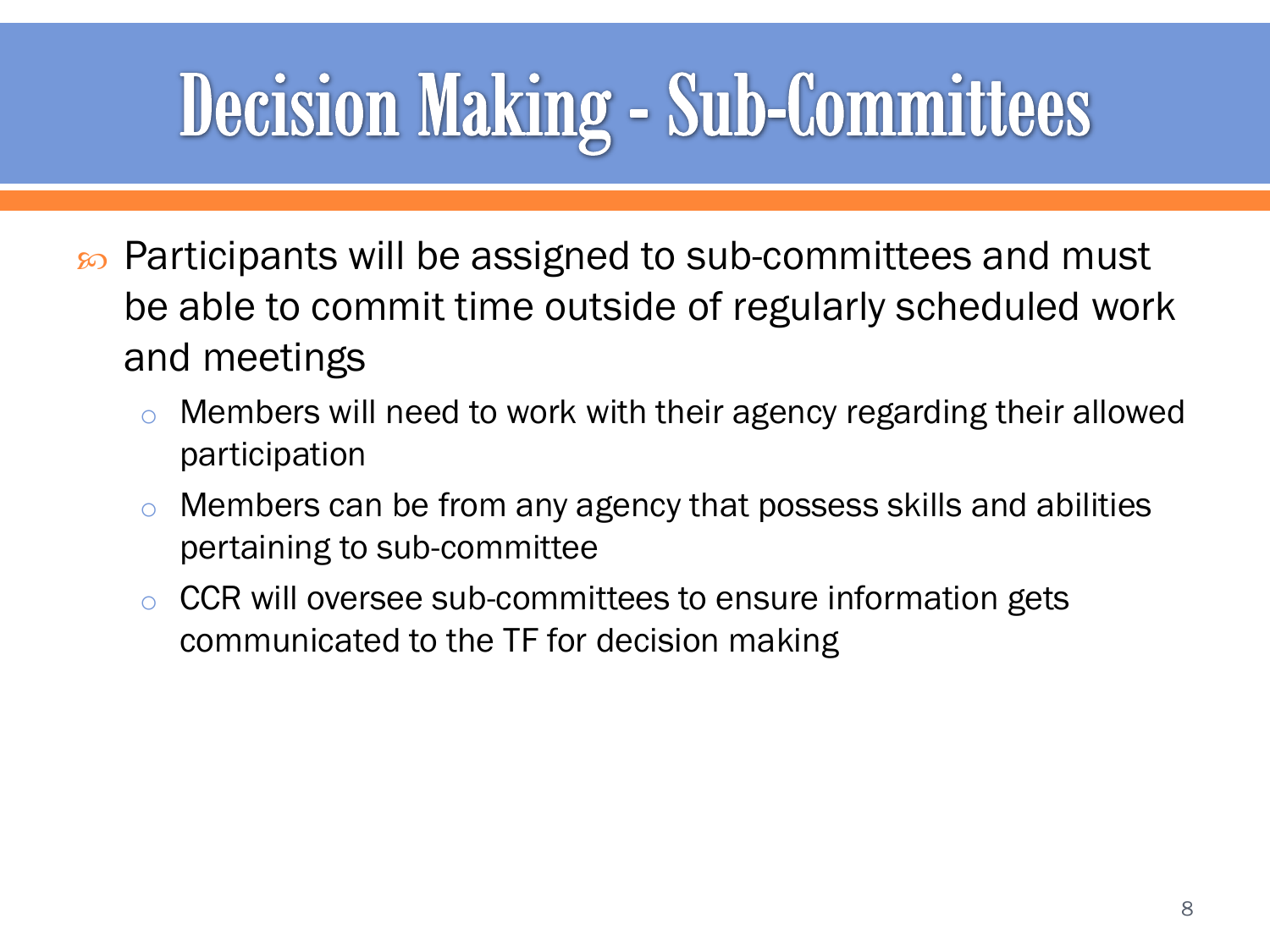# Decision Making - Sub-Committees

- Participants will be assigned to sub-committees and must be able to commit time outside of regularly scheduled work and meetings
  - Members will need to work with their agency regarding their allowed participation
  - Members can be from any agency that possess skills and abilities pertaining to sub-committee
  - CCR will oversee sub-committees to ensure information gets communicated to the TF for decision making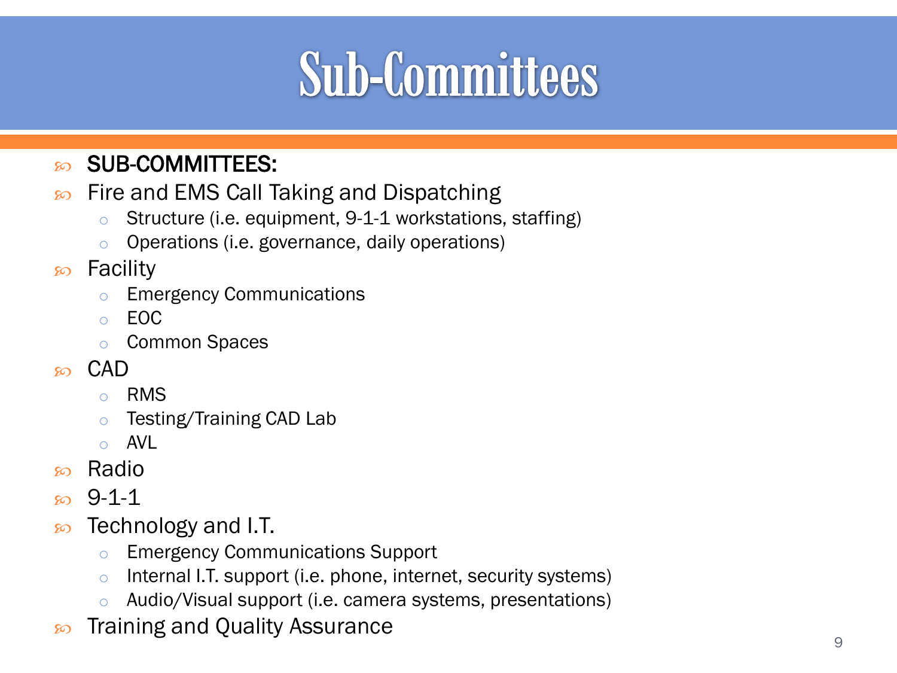# Sub-Committees

- **SUB-COMMITTEES:**
- Fire and EMS Call Taking and Dispatching
  - Structure (i.e. equipment, 9-1-1 workstations, staffing)
  - Operations (i.e. governance, daily operations)
- Facility
  - Emergency Communications
  - EOC
  - Common Spaces
- CAD
  - RMS
  - Testing/Training CAD Lab
  - AVL
- Radio
- 9-1-1
- Technology and I.T.
  - Emergency Communications Support
  - Internal I.T. support (i.e. phone, internet, security systems)
  - Audio/Visual support (i.e. camera systems, presentations)
- Training and Quality Assurance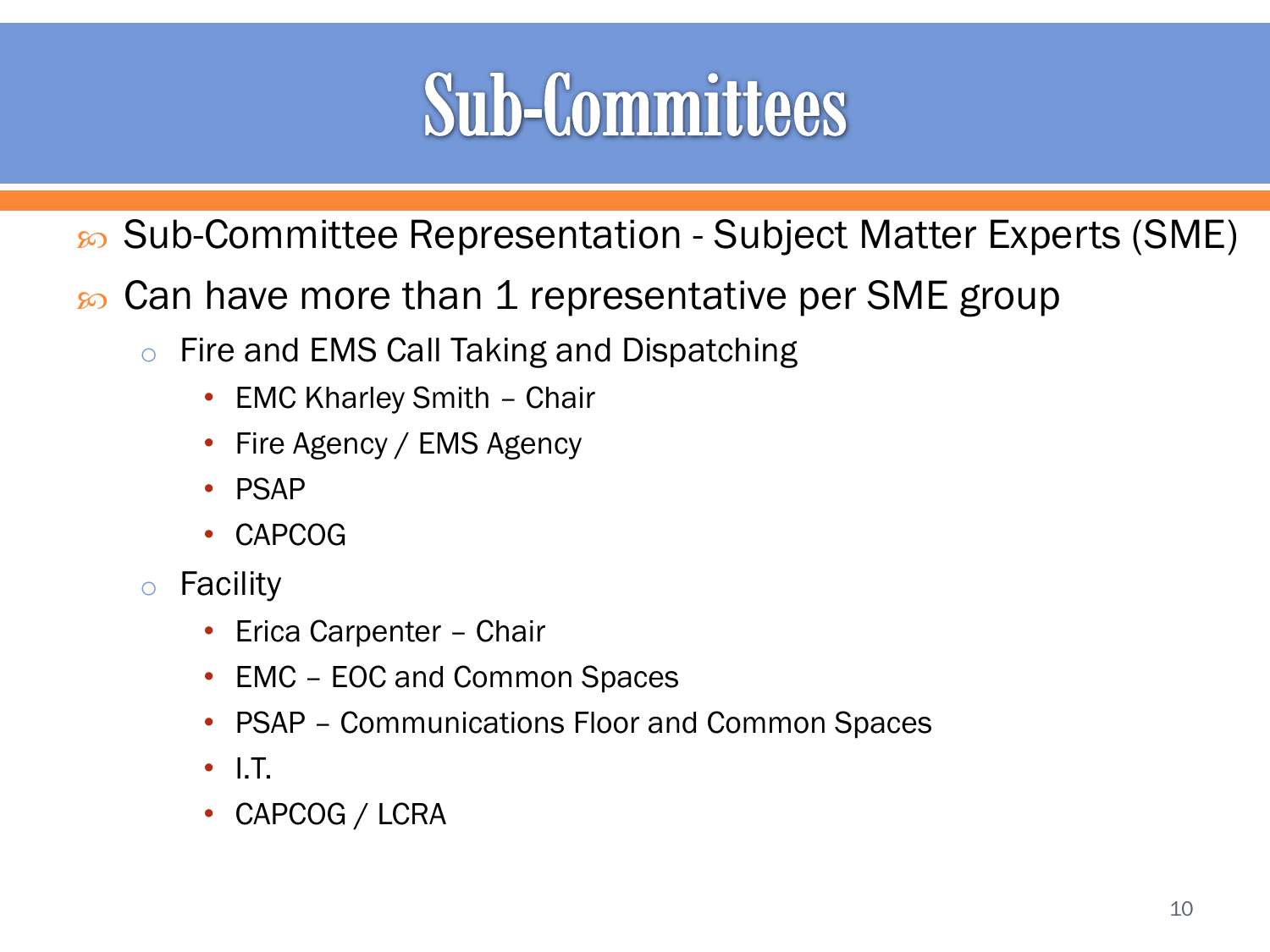# Sub-Committees

- Sub-Committee Representation - Subject Matter Experts (SME)
- Can have more than 1 representative per SME group
  - Fire and EMS Call Taking and Dispatching
    - EMC Kharley Smith – Chair
    - Fire Agency / EMS Agency
    - PSAP
    - CAPCOG
  - Facility
    - Erica Carpenter – Chair
    - EMC – EOC and Common Spaces
    - PSAP – Communications Floor and Common Spaces
    - I.T.
    - CAPCOG / LCRA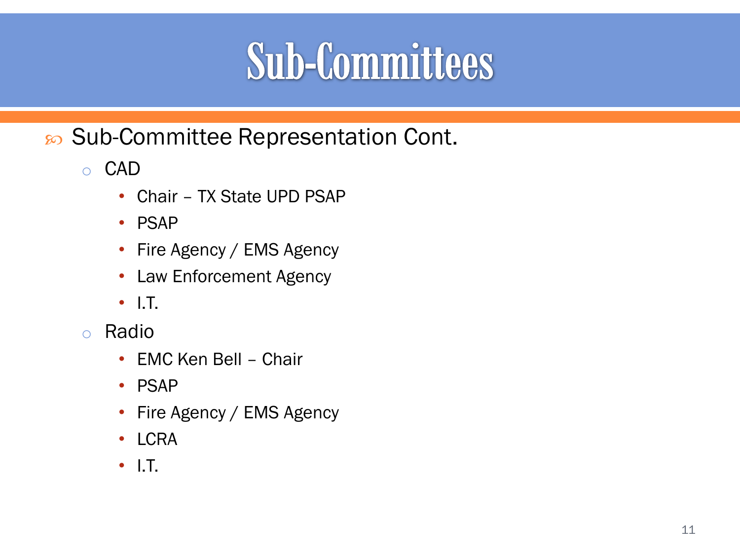# Sub-Committees

- Sub-Committee Representation Cont.
  - CAD
    - Chair – TX State UPD PSAP
    - PSAP
    - Fire Agency / EMS Agency
    - Law Enforcement Agency
    - I.T.
  - Radio
    - EMC Ken Bell – Chair
    - PSAP
    - Fire Agency / EMS Agency
    - LCRA
    - I.T.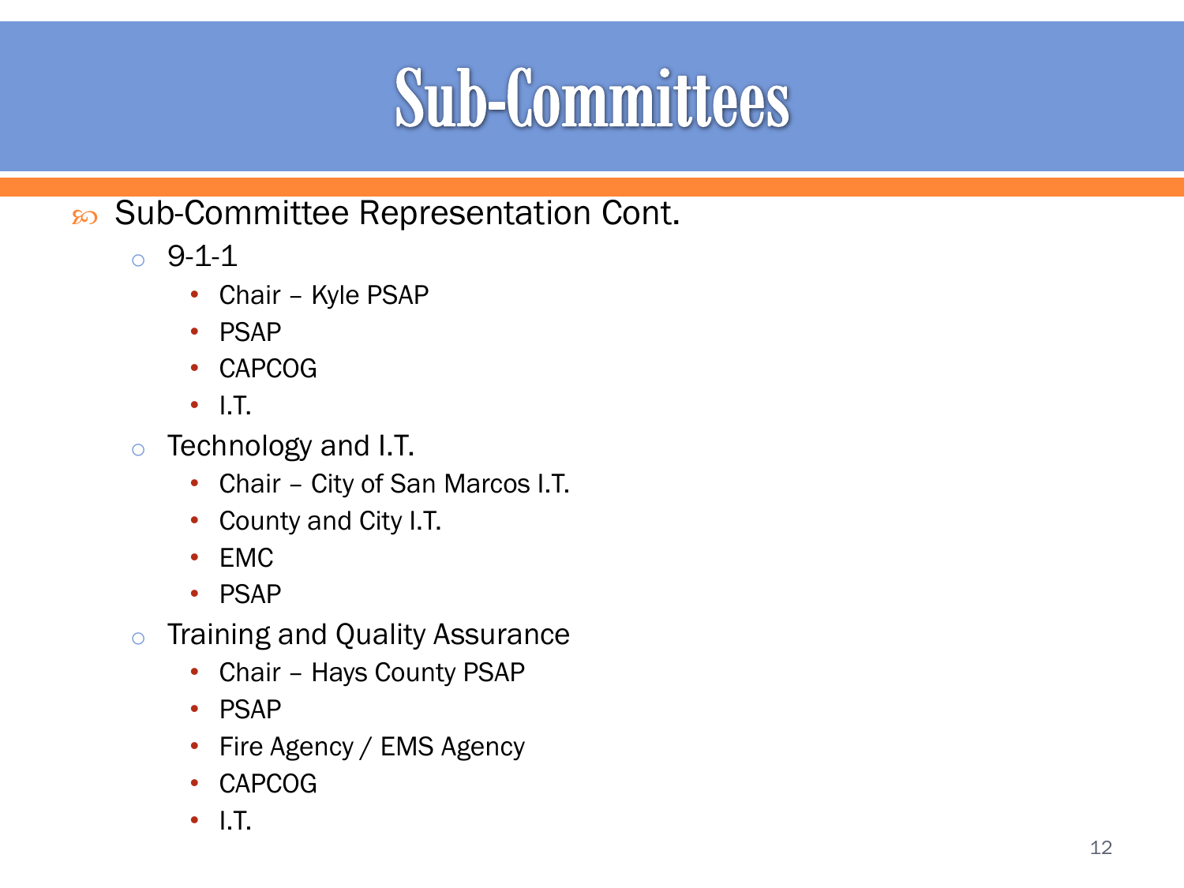# Sub-Committees

- Sub-Committee Representation Cont.
  - 9-1-1
    - Chair – Kyle PSAP
    - PSAP
    - CAPCOG
    - I.T.
  - Technology and I.T.
    - Chair – City of San Marcos I.T.
    - County and City I.T.
    - EMC
    - PSAP
  - Training and Quality Assurance
    - Chair – Hays County PSAP
    - PSAP
    - Fire Agency / EMS Agency
    - CAPCOG
    - I.T.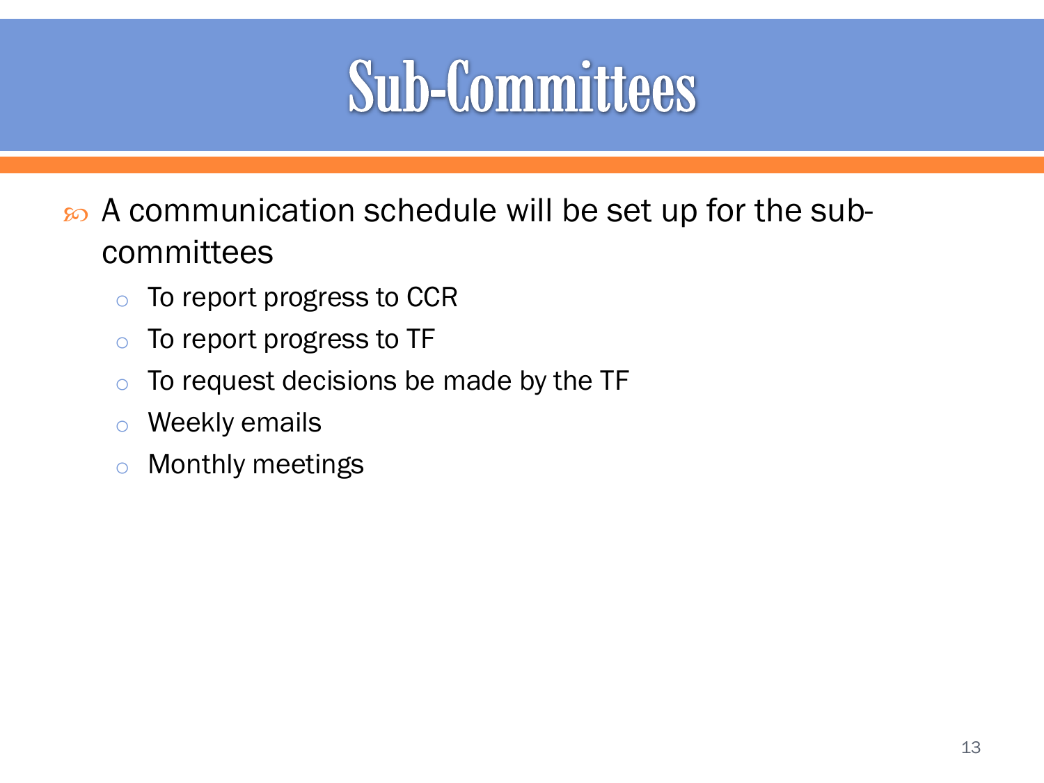# Sub-Committees

- A communication schedule will be set up for the sub-committees
  - To report progress to CCR
  - To report progress to TF
  - To request decisions be made by the TF
  - Weekly emails
  - Monthly meetings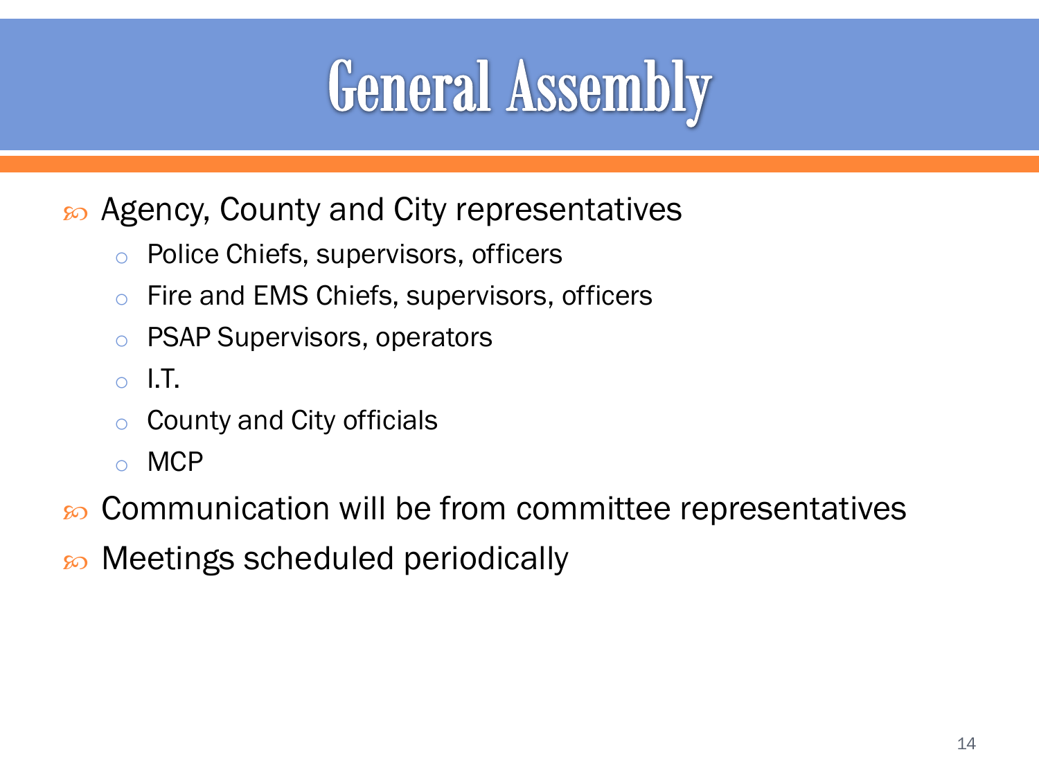# General Assembly

- Agency, County and City representatives
  - Police Chiefs, supervisors, officers
  - Fire and EMS Chiefs, supervisors, officers
  - PSAP Supervisors, operators
  - I.T.
  - County and City officials
  - MCP
- Communication will be from committee representatives
- Meetings scheduled periodically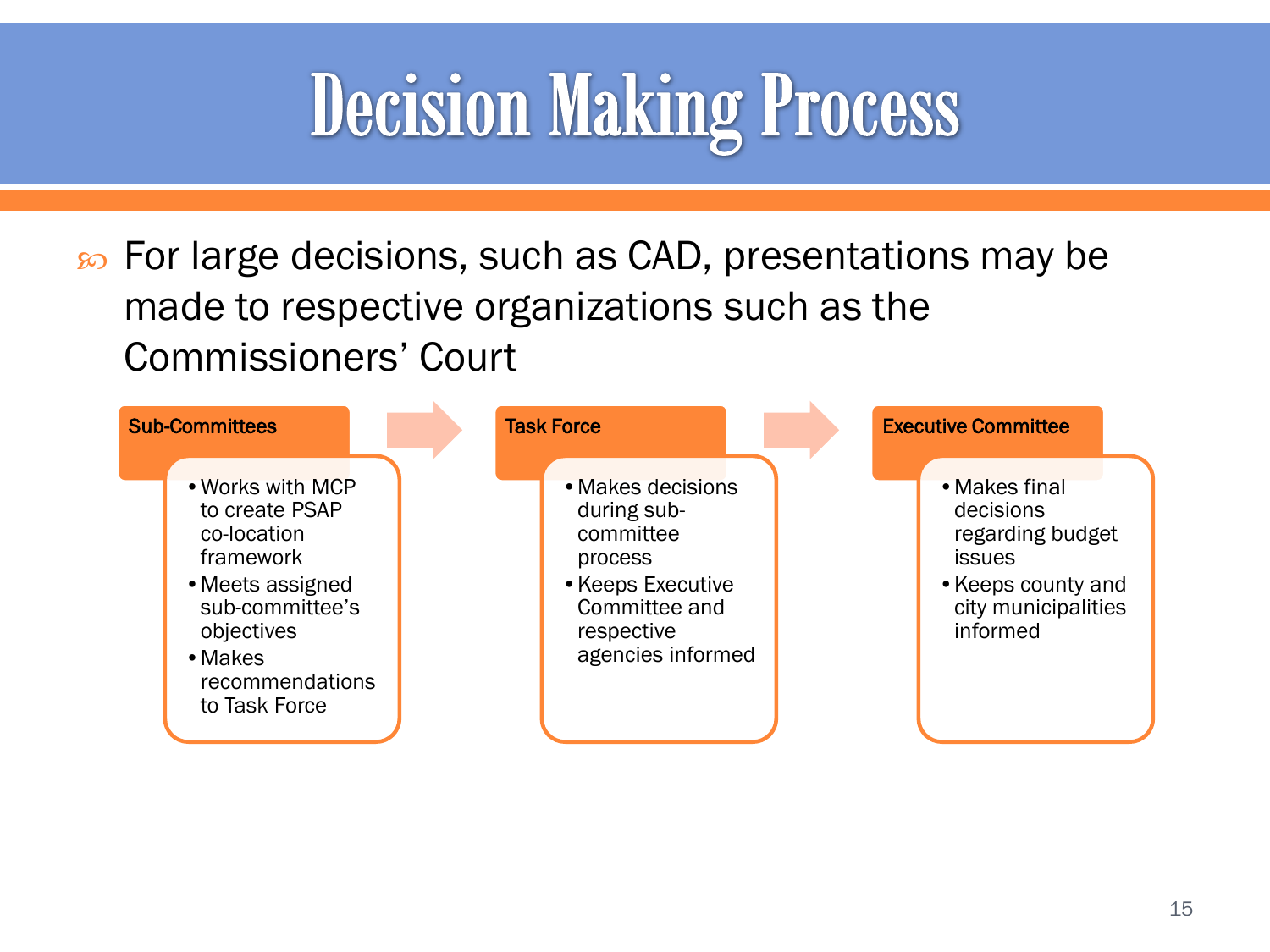# Decision Making Process

- For large decisions, such as CAD, presentations may be made to respective organizations such as the Commissioners' Court

**Sub-Committees**

- Works with MCP to create PSAP co-location framework
- Meets assigned sub-committee's objectives
- Makes recommendations to Task Force

**Task Force**

- Makes decisions during sub-committee process
- Keeps Executive Committee and respective agencies informed

**Executive Committee**

- Makes final decisions regarding budget issues
- Keeps county and city municipalities informed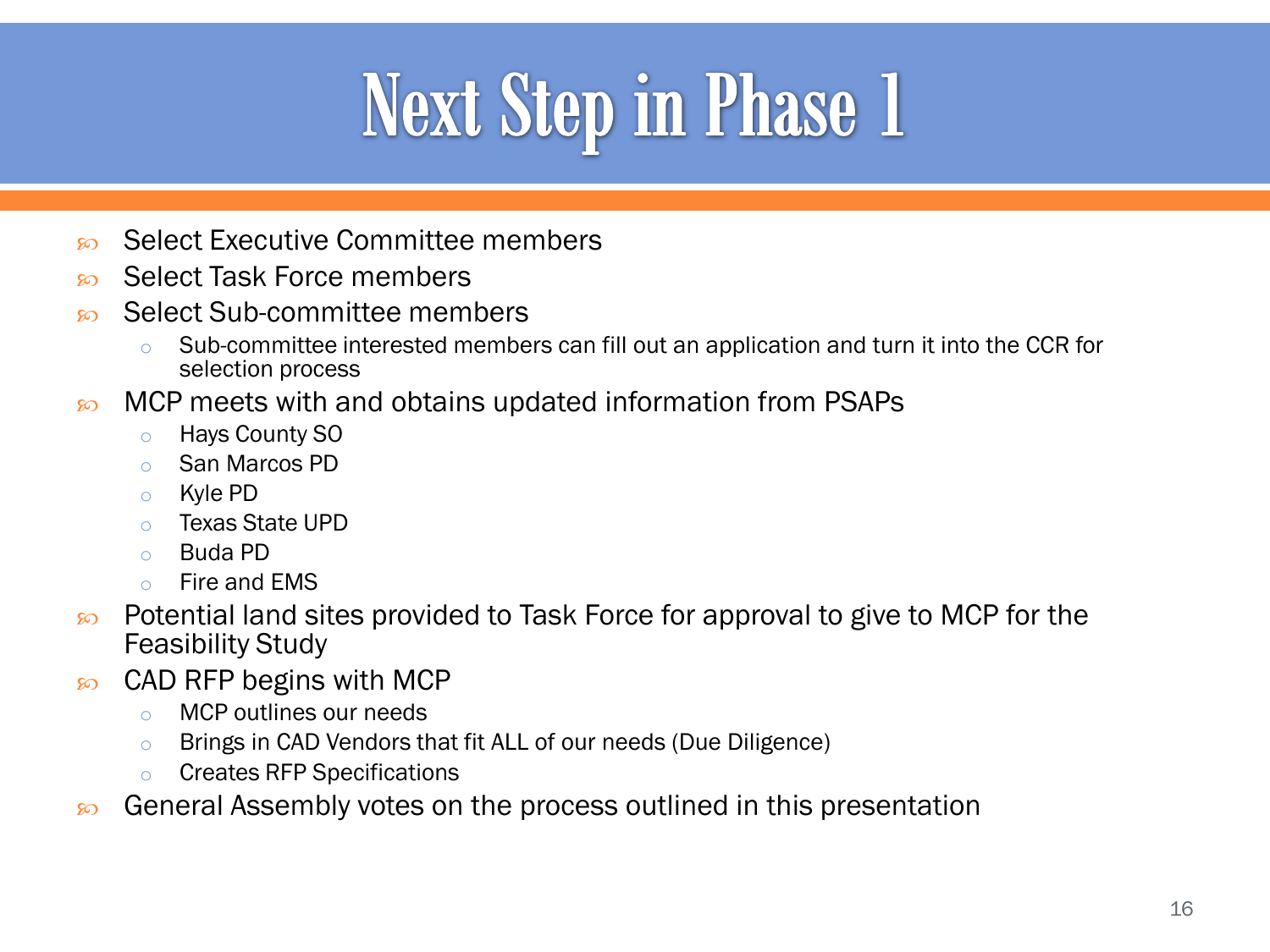# Next Step in Phase 1

- Select Executive Committee members
- Select Task Force members
- Select Sub-committee members
  - Sub-committee interested members can fill out an application and turn it into the CCR for selection process
- MCP meets with and obtains updated information from PSAPs
  - Hays County SO
  - San Marcos PD
  - Kyle PD
  - Texas State UPD
  - Buda PD
  - Fire and EMS
- Potential land sites provided to Task Force for approval to give to MCP for the Feasibility Study
- CAD RFP begins with MCP
  - MCP outlines our needs
  - Brings in CAD Vendors that fit ALL of our needs (Due Diligence)
  - Creates RFP Specifications
- General Assembly votes on the process outlined in this presentation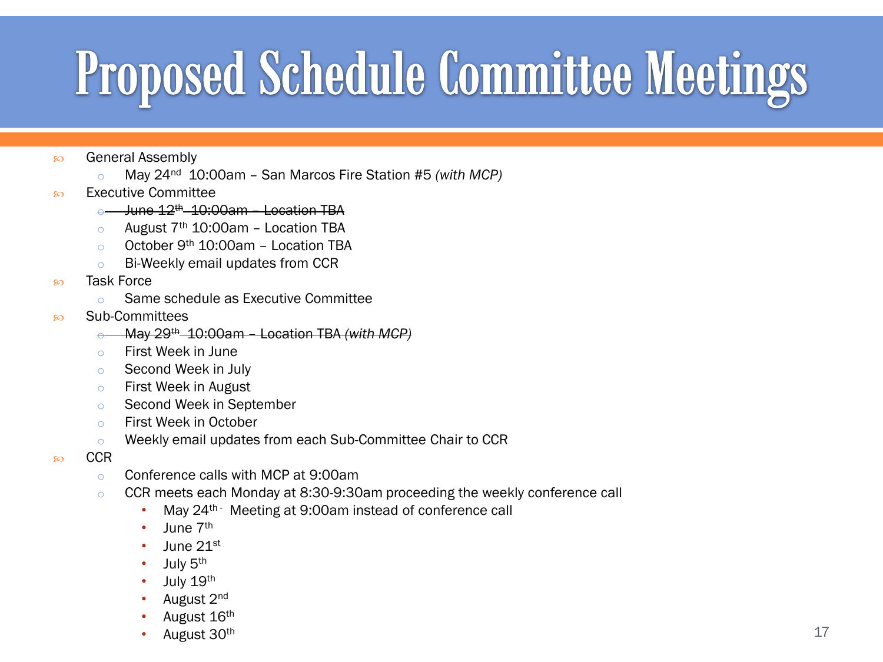# Proposed Schedule Committee Meetings

- General Assembly
  - May 24th 10:00am – San Marcos Fire Station #5 *(with MCP)*
- Executive Committee
  - ~~June 12th 10:00am – Location TBA~~
  - August 7th 10:00am – Location TBA
  - October 9th 10:00am – Location TBA
  - Bi-Weekly email updates from CCR
- Task Force
  - Same schedule as Executive Committee
- Sub-Committees
  - ~~May 29th 10:00am – Location TBA *(with MCP)*~~
  - First Week in June
  - Second Week in July
  - First Week in August
  - Second Week in September
  - First Week in October
  - Weekly email updates from each Sub-Committee Chair to CCR
- CCR
  - Conference calls with MCP at 9:00am
  - CCR meets each Monday at 8:30-9:30am proceeding the weekly conference call
    - May 24th - Meeting at 9:00am instead of conference call
    - June 7th
    - June 21st
    - July 5th
    - July 19th
    - August 2nd
    - August 16th
    - August 30th